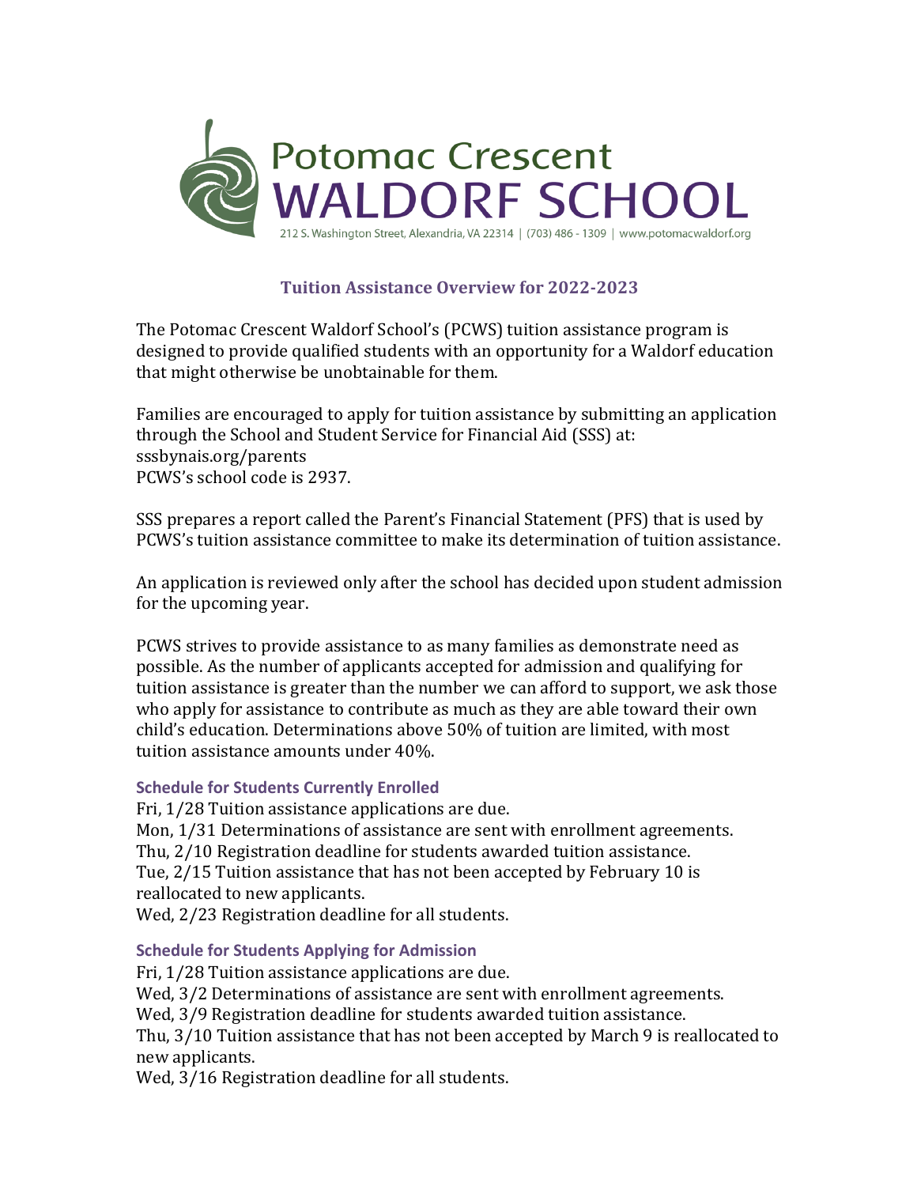# Potomac Crescent WALDORF SCHOOL

212 S. Washington Street, Alexandria, VA 22314 | (703) 486 - 1309 | www.potomacwaldorf.org

## Tuition Assistance Overview for 2022-2023

The Potomac Crescent Waldorf School's (PCWS) tuition assistance program is designed to provide qualified students with an opportunity for a Waldorf education that might otherwise be unobtainable for them.

Families are encouraged to apply for tuition assistance by submitting an application through the School and Student Service for Financial Aid (SSS) at:
sssbynais.org/parents
PCWS's school code is 2937.

SSS prepares a report called the Parent's Financial Statement (PFS) that is used by PCWS's tuition assistance committee to make its determination of tuition assistance.

An application is reviewed only after the school has decided upon student admission for the upcoming year.

PCWS strives to provide assistance to as many families as demonstrate need as possible. As the number of applicants accepted for admission and qualifying for tuition assistance is greater than the number we can afford to support, we ask those who apply for assistance to contribute as much as they are able toward their own child's education. Determinations above 50% of tuition are limited, with most tuition assistance amounts under 40%.

### Schedule for Students Currently Enrolled

Fri, 1/28 Tuition assistance applications are due.
Mon, 1/31 Determinations of assistance are sent with enrollment agreements.
Thu, 2/10 Registration deadline for students awarded tuition assistance.
Tue, 2/15 Tuition assistance that has not been accepted by February 10 is reallocated to new applicants.
Wed, 2/23 Registration deadline for all students.

### Schedule for Students Applying for Admission

Fri, 1/28 Tuition assistance applications are due.
Wed, 3/2 Determinations of assistance are sent with enrollment agreements.
Wed, 3/9 Registration deadline for students awarded tuition assistance.
Thu, 3/10 Tuition assistance that has not been accepted by March 9 is reallocated to new applicants.
Wed, 3/16 Registration deadline for all students.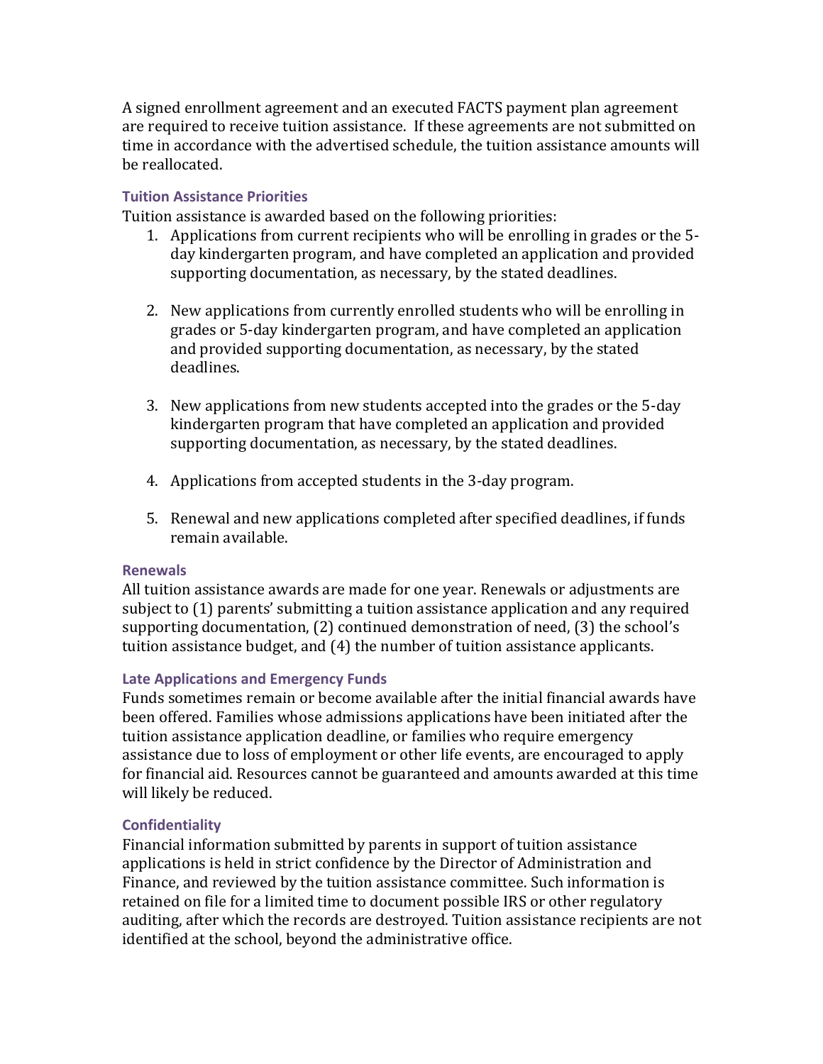A signed enrollment agreement and an executed FACTS payment plan agreement are required to receive tuition assistance. If these agreements are not submitted on time in accordance with the advertised schedule, the tuition assistance amounts will be reallocated.

### Tuition Assistance Priorities

Tuition assistance is awarded based on the following priorities:

1. Applications from current recipients who will be enrolling in grades or the 5-day kindergarten program, and have completed an application and provided supporting documentation, as necessary, by the stated deadlines.

2. New applications from currently enrolled students who will be enrolling in grades or 5-day kindergarten program, and have completed an application and provided supporting documentation, as necessary, by the stated deadlines.

3. New applications from new students accepted into the grades or the 5-day kindergarten program that have completed an application and provided supporting documentation, as necessary, by the stated deadlines.

4. Applications from accepted students in the 3-day program.

5. Renewal and new applications completed after specified deadlines, if funds remain available.

### Renewals

All tuition assistance awards are made for one year. Renewals or adjustments are subject to (1) parents' submitting a tuition assistance application and any required supporting documentation, (2) continued demonstration of need, (3) the school's tuition assistance budget, and (4) the number of tuition assistance applicants.

### Late Applications and Emergency Funds

Funds sometimes remain or become available after the initial financial awards have been offered. Families whose admissions applications have been initiated after the tuition assistance application deadline, or families who require emergency assistance due to loss of employment or other life events, are encouraged to apply for financial aid. Resources cannot be guaranteed and amounts awarded at this time will likely be reduced.

### Confidentiality

Financial information submitted by parents in support of tuition assistance applications is held in strict confidence by the Director of Administration and Finance, and reviewed by the tuition assistance committee. Such information is retained on file for a limited time to document possible IRS or other regulatory auditing, after which the records are destroyed. Tuition assistance recipients are not identified at the school, beyond the administrative office.